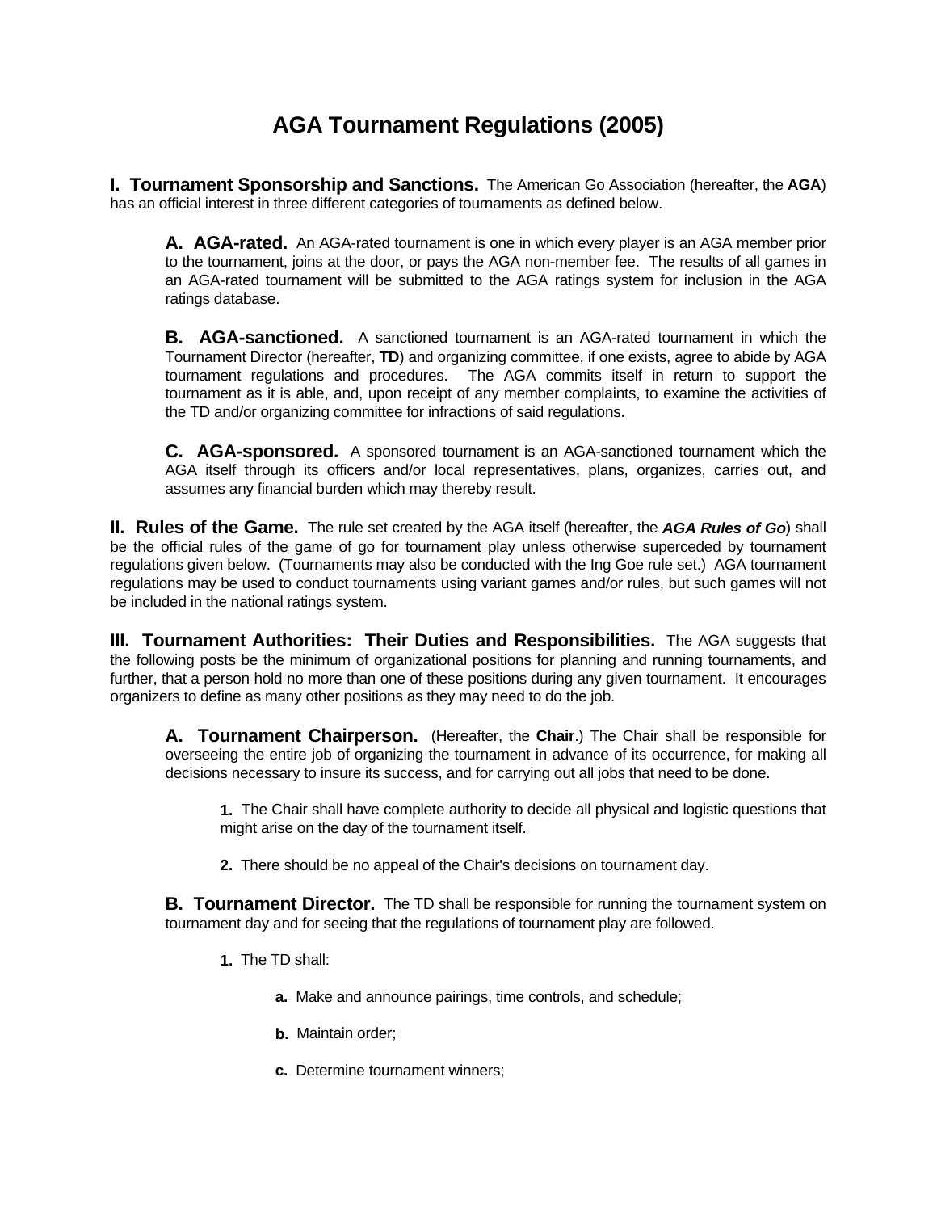# AGA Tournament Regulations (2005)

**I. Tournament Sponsorship and Sanctions.** The American Go Association (hereafter, the **AGA**) has an official interest in three different categories of tournaments as defined below.

**A. AGA-rated.** An AGA-rated tournament is one in which every player is an AGA member prior to the tournament, joins at the door, or pays the AGA non-member fee. The results of all games in an AGA-rated tournament will be submitted to the AGA ratings system for inclusion in the AGA ratings database.

**B. AGA-sanctioned.** A sanctioned tournament is an AGA-rated tournament in which the Tournament Director (hereafter, **TD**) and organizing committee, if one exists, agree to abide by AGA tournament regulations and procedures. The AGA commits itself in return to support the tournament as it is able, and, upon receipt of any member complaints, to examine the activities of the TD and/or organizing committee for infractions of said regulations.

**C. AGA-sponsored.** A sponsored tournament is an AGA-sanctioned tournament which the AGA itself through its officers and/or local representatives, plans, organizes, carries out, and assumes any financial burden which may thereby result.

**II. Rules of the Game.** The rule set created by the AGA itself (hereafter, the ***AGA Rules of Go***) shall be the official rules of the game of go for tournament play unless otherwise superceded by tournament regulations given below. (Tournaments may also be conducted with the Ing Goe rule set.) AGA tournament regulations may be used to conduct tournaments using variant games and/or rules, but such games will not be included in the national ratings system.

**III. Tournament Authorities: Their Duties and Responsibilities.** The AGA suggests that the following posts be the minimum of organizational positions for planning and running tournaments, and further, that a person hold no more than one of these positions during any given tournament. It encourages organizers to define as many other positions as they may need to do the job.

**A. Tournament Chairperson.** (Hereafter, the **Chair**.) The Chair shall be responsible for overseeing the entire job of organizing the tournament in advance of its occurrence, for making all decisions necessary to insure its success, and for carrying out all jobs that need to be done.

**1.** The Chair shall have complete authority to decide all physical and logistic questions that might arise on the day of the tournament itself.

**2.** There should be no appeal of the Chair's decisions on tournament day.

**B. Tournament Director.** The TD shall be responsible for running the tournament system on tournament day and for seeing that the regulations of tournament play are followed.

**1.** The TD shall:

**a.** Make and announce pairings, time controls, and schedule;

**b.** Maintain order;

**c.** Determine tournament winners;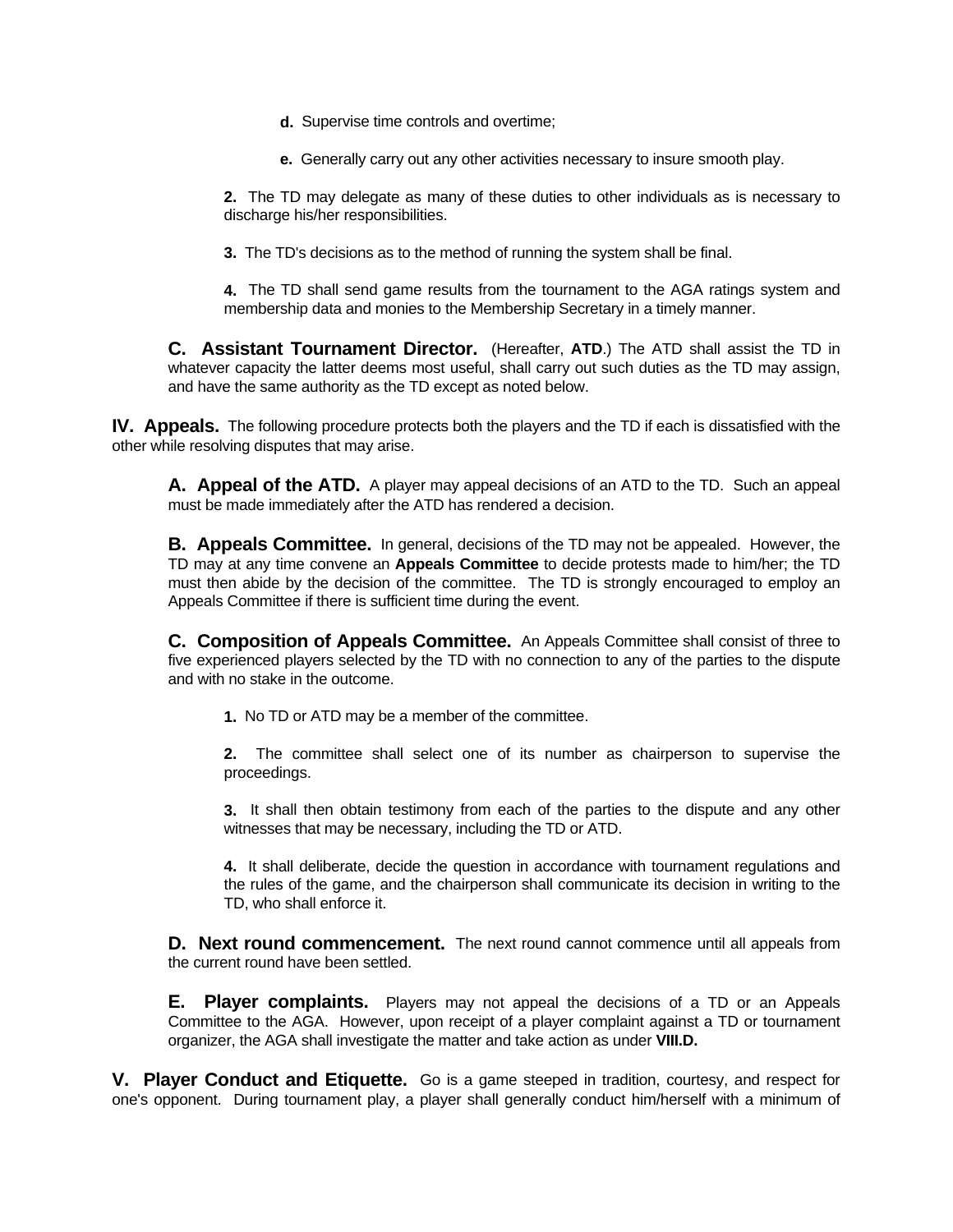**d.** Supervise time controls and overtime;

**e.** Generally carry out any other activities necessary to insure smooth play.

**2.** The TD may delegate as many of these duties to other individuals as is necessary to discharge his/her responsibilities.

**3.** The TD's decisions as to the method of running the system shall be final.

**4.** The TD shall send game results from the tournament to the AGA ratings system and membership data and monies to the Membership Secretary in a timely manner.

**C. Assistant Tournament Director.** (Hereafter, **ATD**.) The ATD shall assist the TD in whatever capacity the latter deems most useful, shall carry out such duties as the TD may assign, and have the same authority as the TD except as noted below.

## IV. Appeals.

The following procedure protects both the players and the TD if each is dissatisfied with the other while resolving disputes that may arise.

**A. Appeal of the ATD.** A player may appeal decisions of an ATD to the TD. Such an appeal must be made immediately after the ATD has rendered a decision.

**B. Appeals Committee.** In general, decisions of the TD may not be appealed. However, the TD may at any time convene an **Appeals Committee** to decide protests made to him/her; the TD must then abide by the decision of the committee. The TD is strongly encouraged to employ an Appeals Committee if there is sufficient time during the event.

**C. Composition of Appeals Committee.** An Appeals Committee shall consist of three to five experienced players selected by the TD with no connection to any of the parties to the dispute and with no stake in the outcome.

**1.** No TD or ATD may be a member of the committee.

**2.** The committee shall select one of its number as chairperson to supervise the proceedings.

**3.** It shall then obtain testimony from each of the parties to the dispute and any other witnesses that may be necessary, including the TD or ATD.

**4.** It shall deliberate, decide the question in accordance with tournament regulations and the rules of the game, and the chairperson shall communicate its decision in writing to the TD, who shall enforce it.

**D. Next round commencement.** The next round cannot commence until all appeals from the current round have been settled.

**E. Player complaints.** Players may not appeal the decisions of a TD or an Appeals Committee to the AGA. However, upon receipt of a player complaint against a TD or tournament organizer, the AGA shall investigate the matter and take action as under **VIII.D.**

## V. Player Conduct and Etiquette.

Go is a game steeped in tradition, courtesy, and respect for one's opponent. During tournament play, a player shall generally conduct him/herself with a minimum of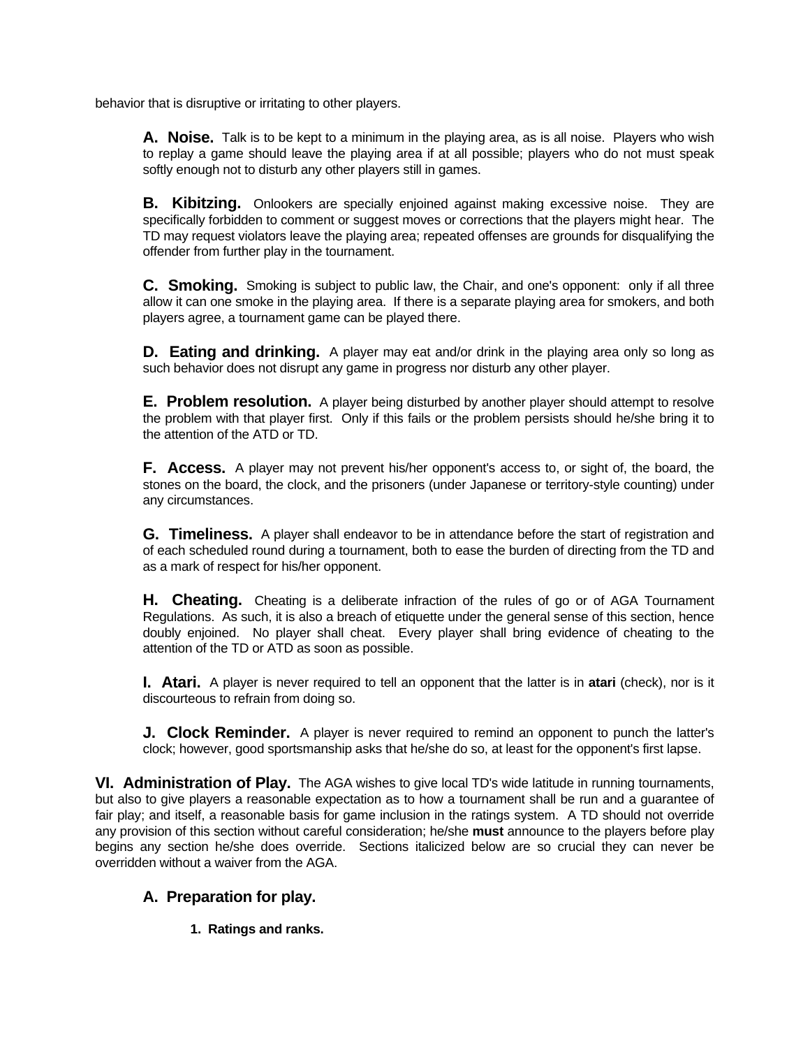behavior that is disruptive or irritating to other players.

**A. Noise.** Talk is to be kept to a minimum in the playing area, as is all noise. Players who wish to replay a game should leave the playing area if at all possible; players who do not must speak softly enough not to disturb any other players still in games.

**B. Kibitzing.** Onlookers are specially enjoined against making excessive noise. They are specifically forbidden to comment or suggest moves or corrections that the players might hear. The TD may request violators leave the playing area; repeated offenses are grounds for disqualifying the offender from further play in the tournament.

**C. Smoking.** Smoking is subject to public law, the Chair, and one's opponent: only if all three allow it can one smoke in the playing area. If there is a separate playing area for smokers, and both players agree, a tournament game can be played there.

**D. Eating and drinking.** A player may eat and/or drink in the playing area only so long as such behavior does not disrupt any game in progress nor disturb any other player.

**E. Problem resolution.** A player being disturbed by another player should attempt to resolve the problem with that player first. Only if this fails or the problem persists should he/she bring it to the attention of the ATD or TD.

**F. Access.** A player may not prevent his/her opponent's access to, or sight of, the board, the stones on the board, the clock, and the prisoners (under Japanese or territory-style counting) under any circumstances.

**G. Timeliness.** A player shall endeavor to be in attendance before the start of registration and of each scheduled round during a tournament, both to ease the burden of directing from the TD and as a mark of respect for his/her opponent.

**H. Cheating.** Cheating is a deliberate infraction of the rules of go or of AGA Tournament Regulations. As such, it is also a breach of etiquette under the general sense of this section, hence doubly enjoined. No player shall cheat. Every player shall bring evidence of cheating to the attention of the TD or ATD as soon as possible.

**I. Atari.** A player is never required to tell an opponent that the latter is in **atari** (check), nor is it discourteous to refrain from doing so.

**J. Clock Reminder.** A player is never required to remind an opponent to punch the latter's clock; however, good sportsmanship asks that he/she do so, at least for the opponent's first lapse.

## VI. Administration of Play.

The AGA wishes to give local TD's wide latitude in running tournaments, but also to give players a reasonable expectation as to how a tournament shall be run and a guarantee of fair play; and itself, a reasonable basis for game inclusion in the ratings system. A TD should not override any provision of this section without careful consideration; he/she **must** announce to the players before play begins any section he/she does override. Sections italicized below are so crucial they can never be overridden without a waiver from the AGA.

### A. Preparation for play.

#### 1. Ratings and ranks.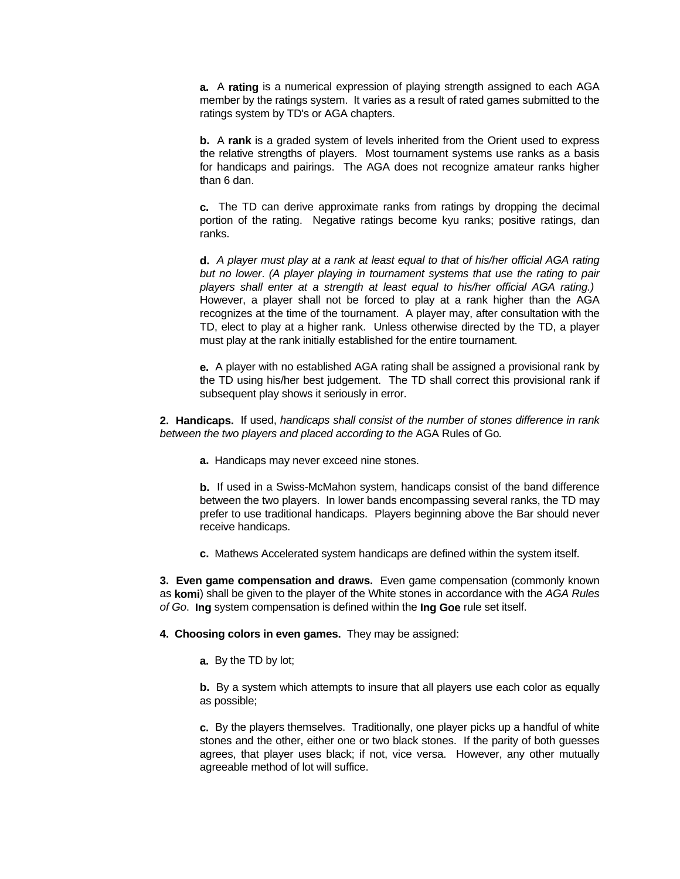**a.** A **rating** is a numerical expression of playing strength assigned to each AGA member by the ratings system. It varies as a result of rated games submitted to the ratings system by TD's or AGA chapters.

**b.** A **rank** is a graded system of levels inherited from the Orient used to express the relative strengths of players. Most tournament systems use ranks as a basis for handicaps and pairings. The AGA does not recognize amateur ranks higher than 6 dan.

**c.** The TD can derive approximate ranks from ratings by dropping the decimal portion of the rating. Negative ratings become kyu ranks; positive ratings, dan ranks.

**d.** *A player must play at a rank at least equal to that of his/her official AGA rating but no lower*. *(A player playing in tournament systems that use the rating to pair players shall enter at a strength at least equal to his/her official AGA rating.)* However, a player shall not be forced to play at a rank higher than the AGA recognizes at the time of the tournament. A player may, after consultation with the TD, elect to play at a higher rank. Unless otherwise directed by the TD, a player must play at the rank initially established for the entire tournament.

**e.** A player with no established AGA rating shall be assigned a provisional rank by the TD using his/her best judgement. The TD shall correct this provisional rank if subsequent play shows it seriously in error.

**2. Handicaps.** If used, *handicaps shall consist of the number of stones difference in rank between the two players and placed according to the* AGA Rules of Go*.*

**a.** Handicaps may never exceed nine stones.

**b.** If used in a Swiss-McMahon system, handicaps consist of the band difference between the two players. In lower bands encompassing several ranks, the TD may prefer to use traditional handicaps. Players beginning above the Bar should never receive handicaps.

**c.** Mathews Accelerated system handicaps are defined within the system itself.

**3. Even game compensation and draws.** Even game compensation (commonly known as **komi**) shall be given to the player of the White stones in accordance with the *AGA Rules of Go*. **Ing** system compensation is defined within the **Ing Goe** rule set itself.

**4. Choosing colors in even games.** They may be assigned:

**a.** By the TD by lot;

**b.** By a system which attempts to insure that all players use each color as equally as possible;

**c.** By the players themselves. Traditionally, one player picks up a handful of white stones and the other, either one or two black stones. If the parity of both guesses agrees, that player uses black; if not, vice versa. However, any other mutually agreeable method of lot will suffice.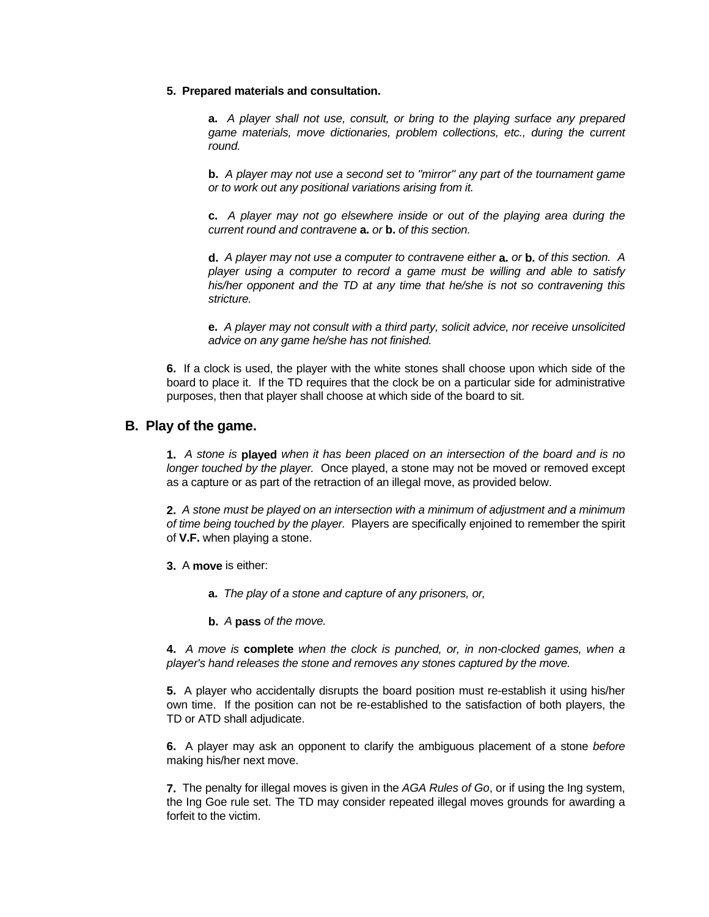**5. Prepared materials and consultation.**

> **a.** *A player shall not use, consult, or bring to the playing surface any prepared game materials, move dictionaries, problem collections, etc., during the current round.*
>
> **b.** *A player may not use a second set to "mirror" any part of the tournament game or to work out any positional variations arising from it.*
>
> **c.** *A player may not go elsewhere inside or out of the playing area during the current round and contravene* **a.** *or* **b.** *of this section.*
>
> **d.** *A player may not use a computer to contravene either* **a.** *or* **b.** *of this section. A player using a computer to record a game must be willing and able to satisfy his/her opponent and the TD at any time that he/she is not so contravening this stricture.*
>
> **e.** *A player may not consult with a third party, solicit advice, nor receive unsolicited advice on any game he/she has not finished.*

**6.** If a clock is used, the player with the white stones shall choose upon which side of the board to place it. If the TD requires that the clock be on a particular side for administrative purposes, then that player shall choose at which side of the board to sit.

## B. Play of the game.

**1.** *A stone is* **played** *when it has been placed on an intersection of the board and is no longer touched by the player.* Once played, a stone may not be moved or removed except as a capture or as part of the retraction of an illegal move, as provided below.

**2.** *A stone must be played on an intersection with a minimum of adjustment and a minimum of time being touched by the player.* Players are specifically enjoined to remember the spirit of **V.F.** when playing a stone.

**3.** A **move** is either:

> **a.** *The play of a stone and capture of any prisoners, or,*
>
> **b.** *A* **pass** *of the move.*

**4.** *A move is* **complete** *when the clock is punched, or, in non-clocked games, when a player's hand releases the stone and removes any stones captured by the move.*

**5.** A player who accidentally disrupts the board position must re-establish it using his/her own time. If the position can not be re-established to the satisfaction of both players, the TD or ATD shall adjudicate.

**6.** A player may ask an opponent to clarify the ambiguous placement of a stone *before* making his/her next move.

**7.** The penalty for illegal moves is given in the *AGA Rules of Go*, or if using the Ing system, the Ing Goe rule set. The TD may consider repeated illegal moves grounds for awarding a forfeit to the victim.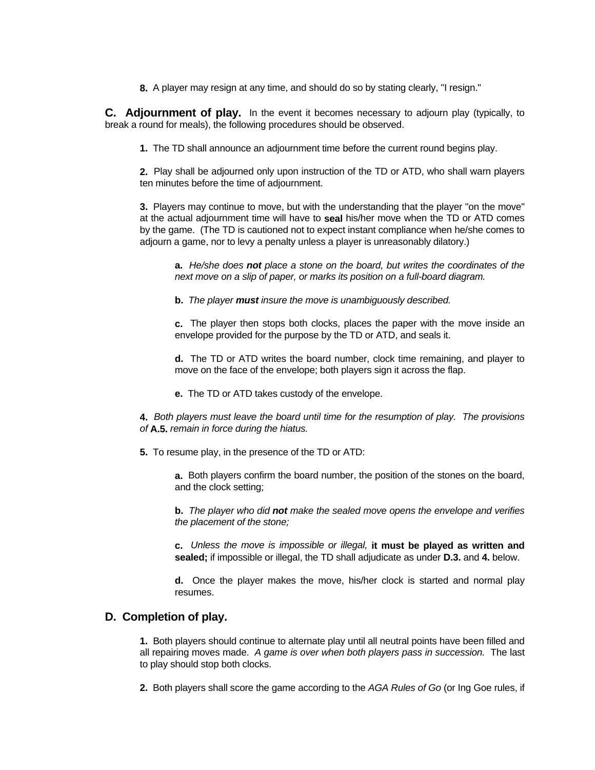**8.** A player may resign at any time, and should do so by stating clearly, "I resign."

## C. Adjournment of play.

In the event it becomes necessary to adjourn play (typically, to break a round for meals), the following procedures should be observed.

**1.** The TD shall announce an adjournment time before the current round begins play.

**2.** Play shall be adjourned only upon instruction of the TD or ATD, who shall warn players ten minutes before the time of adjournment.

**3.** Players may continue to move, but with the understanding that the player "on the move" at the actual adjournment time will have to **seal** his/her move when the TD or ATD comes by the game. (The TD is cautioned not to expect instant compliance when he/she comes to adjourn a game, nor to levy a penalty unless a player is unreasonably dilatory.)

> **a.** *He/she does **not** place a stone on the board, but writes the coordinates of the next move on a slip of paper, or marks its position on a full-board diagram.*
>
> **b.** *The player **must** insure the move is unambiguously described.*
>
> **c.** The player then stops both clocks, places the paper with the move inside an envelope provided for the purpose by the TD or ATD, and seals it.
>
> **d.** The TD or ATD writes the board number, clock time remaining, and player to move on the face of the envelope; both players sign it across the flap.
>
> **e.** The TD or ATD takes custody of the envelope.

**4.** *Both players must leave the board until time for the resumption of play. The provisions of* **A.5.** *remain in force during the hiatus.*

**5.** To resume play, in the presence of the TD or ATD:

> **a.** Both players confirm the board number, the position of the stones on the board, and the clock setting;
>
> **b.** *The player who did **not** make the sealed move opens the envelope and verifies the placement of the stone;*
>
> **c.** *Unless the move is impossible or illegal,* **it must be played as written and sealed;** if impossible or illegal, the TD shall adjudicate as under **D.3.** and **4.** below.
>
> **d.** Once the player makes the move, his/her clock is started and normal play resumes.

## D. Completion of play.

**1.** Both players should continue to alternate play until all neutral points have been filled and all repairing moves made. *A game is over when both players pass in succession.* The last to play should stop both clocks.

**2.** Both players shall score the game according to the *AGA Rules of Go* (or Ing Goe rules, if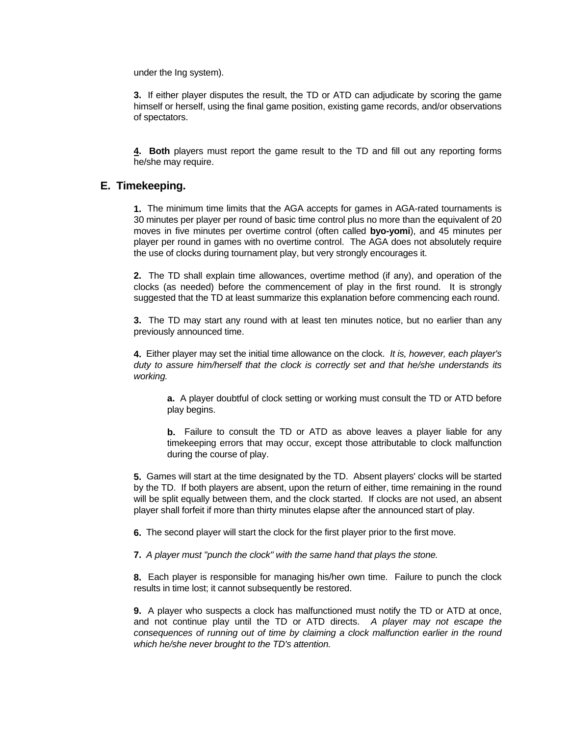under the Ing system).

**3.** If either player disputes the result, the TD or ATD can adjudicate by scoring the game himself or herself, using the final game position, existing game records, and/or observations of spectators.

**4.** **Both** players must report the game result to the TD and fill out any reporting forms he/she may require.

## E. Timekeeping.

**1.** The minimum time limits that the AGA accepts for games in AGA-rated tournaments is 30 minutes per player per round of basic time control plus no more than the equivalent of 20 moves in five minutes per overtime control (often called **byo-yomi**), and 45 minutes per player per round in games with no overtime control. The AGA does not absolutely require the use of clocks during tournament play, but very strongly encourages it.

**2.** The TD shall explain time allowances, overtime method (if any), and operation of the clocks (as needed) before the commencement of play in the first round. It is strongly suggested that the TD at least summarize this explanation before commencing each round.

**3.** The TD may start any round with at least ten minutes notice, but no earlier than any previously announced time.

**4.** Either player may set the initial time allowance on the clock. *It is, however, each player's duty to assure him/herself that the clock is correctly set and that he/she understands its working.*

> **a.** A player doubtful of clock setting or working must consult the TD or ATD before play begins.
>
> **b.** Failure to consult the TD or ATD as above leaves a player liable for any timekeeping errors that may occur, except those attributable to clock malfunction during the course of play.

**5.** Games will start at the time designated by the TD. Absent players' clocks will be started by the TD. If both players are absent, upon the return of either, time remaining in the round will be split equally between them, and the clock started. If clocks are not used, an absent player shall forfeit if more than thirty minutes elapse after the announced start of play.

**6.** The second player will start the clock for the first player prior to the first move.

**7.** *A player must "punch the clock" with the same hand that plays the stone.*

**8.** Each player is responsible for managing his/her own time. Failure to punch the clock results in time lost; it cannot subsequently be restored.

**9.** A player who suspects a clock has malfunctioned must notify the TD or ATD at once, and not continue play until the TD or ATD directs. *A player may not escape the consequences of running out of time by claiming a clock malfunction earlier in the round which he/she never brought to the TD's attention.*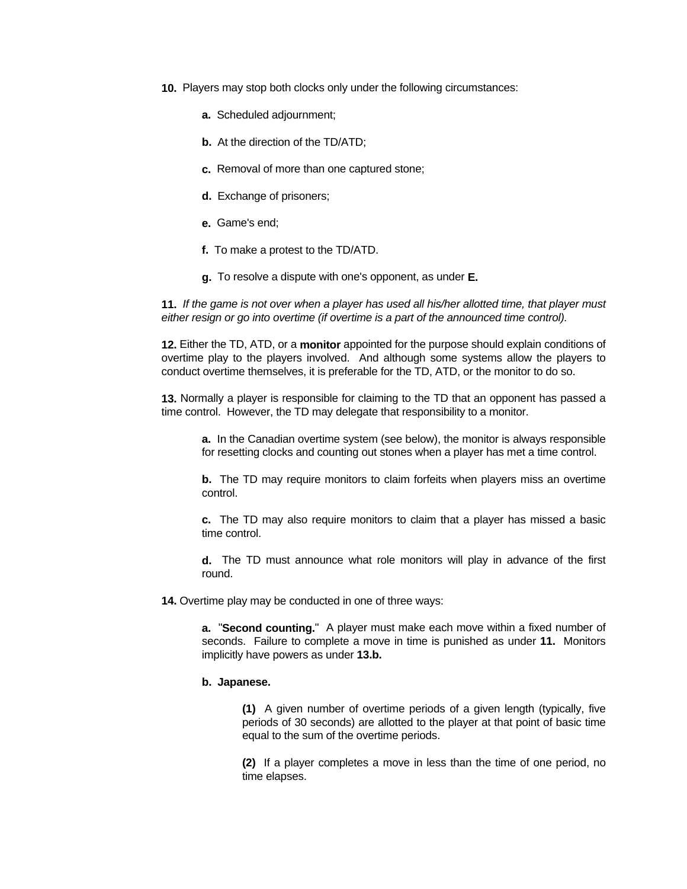**10.** Players may stop both clocks only under the following circumstances:

> **a.** Scheduled adjournment;
>
> **b.** At the direction of the TD/ATD;
>
> **c.** Removal of more than one captured stone;
>
> **d.** Exchange of prisoners;
>
> **e.** Game's end;
>
> **f.** To make a protest to the TD/ATD.
>
> **g.** To resolve a dispute with one's opponent, as under **E.**

**11.** *If the game is not over when a player has used all his/her allotted time, that player must either resign or go into overtime (if overtime is a part of the announced time control).*

**12.** Either the TD, ATD, or a **monitor** appointed for the purpose should explain conditions of overtime play to the players involved. And although some systems allow the players to conduct overtime themselves, it is preferable for the TD, ATD, or the monitor to do so.

**13.** Normally a player is responsible for claiming to the TD that an opponent has passed a time control. However, the TD may delegate that responsibility to a monitor.

> **a.** In the Canadian overtime system (see below), the monitor is always responsible for resetting clocks and counting out stones when a player has met a time control.
>
> **b.** The TD may require monitors to claim forfeits when players miss an overtime control.
>
> **c.** The TD may also require monitors to claim that a player has missed a basic time control.
>
> **d.** The TD must announce what role monitors will play in advance of the first round.

**14.** Overtime play may be conducted in one of three ways:

> **a.** "**Second counting.**" A player must make each move within a fixed number of seconds. Failure to complete a move in time is punished as under **11.** Monitors implicitly have powers as under **13.b.**
>
> **b. Japanese.**
>
> > **(1)** A given number of overtime periods of a given length (typically, five periods of 30 seconds) are allotted to the player at that point of basic time equal to the sum of the overtime periods.
> >
> > **(2)** If a player completes a move in less than the time of one period, no time elapses.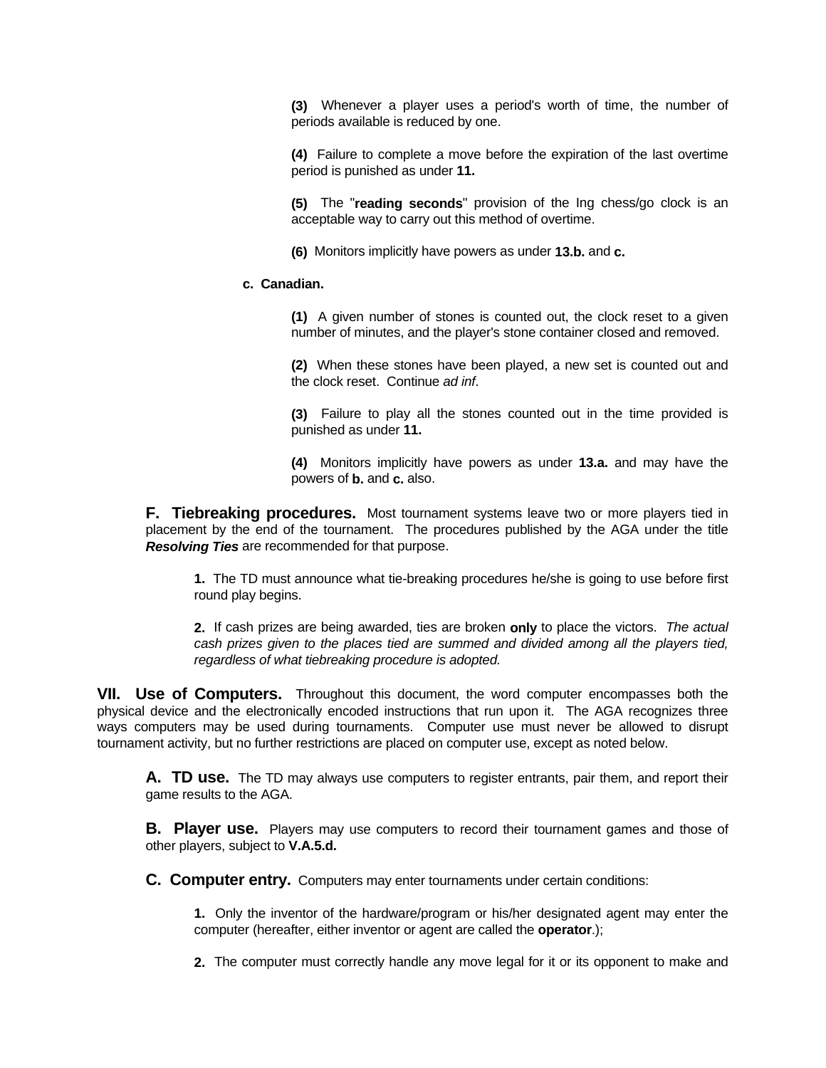**(3)** Whenever a player uses a period's worth of time, the number of periods available is reduced by one.

**(4)** Failure to complete a move before the expiration of the last overtime period is punished as under **11.**

**(5)** The "**reading seconds**" provision of the Ing chess/go clock is an acceptable way to carry out this method of overtime.

**(6)** Monitors implicitly have powers as under **13.b.** and **c.**

**c. Canadian.**

**(1)** A given number of stones is counted out, the clock reset to a given number of minutes, and the player's stone container closed and removed.

**(2)** When these stones have been played, a new set is counted out and the clock reset. Continue *ad inf*.

**(3)** Failure to play all the stones counted out in the time provided is punished as under **11.**

**(4)** Monitors implicitly have powers as under **13.a.** and may have the powers of **b.** and **c.** also.

**F. Tiebreaking procedures.** Most tournament systems leave two or more players tied in placement by the end of the tournament. The procedures published by the AGA under the title ***Resolving Ties*** are recommended for that purpose.

**1.** The TD must announce what tie-breaking procedures he/she is going to use before first round play begins.

**2.** If cash prizes are being awarded, ties are broken **only** to place the victors. *The actual cash prizes given to the places tied are summed and divided among all the players tied, regardless of what tiebreaking procedure is adopted.*

## VII. Use of Computers.

Throughout this document, the word computer encompasses both the physical device and the electronically encoded instructions that run upon it. The AGA recognizes three ways computers may be used during tournaments. Computer use must never be allowed to disrupt tournament activity, but no further restrictions are placed on computer use, except as noted below.

**A. TD use.** The TD may always use computers to register entrants, pair them, and report their game results to the AGA.

**B. Player use.** Players may use computers to record their tournament games and those of other players, subject to **V.A.5.d.**

**C. Computer entry.** Computers may enter tournaments under certain conditions:

**1.** Only the inventor of the hardware/program or his/her designated agent may enter the computer (hereafter, either inventor or agent are called the **operator**.);

**2.** The computer must correctly handle any move legal for it or its opponent to make and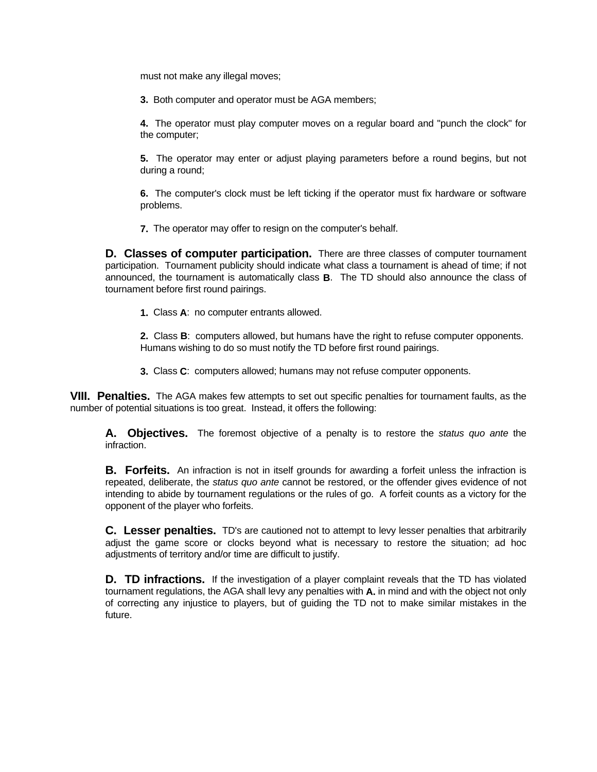must not make any illegal moves;

**3.** Both computer and operator must be AGA members;

**4.** The operator must play computer moves on a regular board and "punch the clock" for the computer;

**5.** The operator may enter or adjust playing parameters before a round begins, but not during a round;

**6.** The computer's clock must be left ticking if the operator must fix hardware or software problems.

**7.** The operator may offer to resign on the computer's behalf.

**D. Classes of computer participation.** There are three classes of computer tournament participation. Tournament publicity should indicate what class a tournament is ahead of time; if not announced, the tournament is automatically class **B**. The TD should also announce the class of tournament before first round pairings.

**1.** Class **A**: no computer entrants allowed.

**2.** Class **B**: computers allowed, but humans have the right to refuse computer opponents. Humans wishing to do so must notify the TD before first round pairings.

**3.** Class **C**: computers allowed; humans may not refuse computer opponents.

## VIII. Penalties.

The AGA makes few attempts to set out specific penalties for tournament faults, as the number of potential situations is too great. Instead, it offers the following:

**A. Objectives.** The foremost objective of a penalty is to restore the *status quo ante* the infraction.

**B. Forfeits.** An infraction is not in itself grounds for awarding a forfeit unless the infraction is repeated, deliberate, the *status quo ante* cannot be restored, or the offender gives evidence of not intending to abide by tournament regulations or the rules of go. A forfeit counts as a victory for the opponent of the player who forfeits.

**C. Lesser penalties.** TD's are cautioned not to attempt to levy lesser penalties that arbitrarily adjust the game score or clocks beyond what is necessary to restore the situation; ad hoc adjustments of territory and/or time are difficult to justify.

**D. TD infractions.** If the investigation of a player complaint reveals that the TD has violated tournament regulations, the AGA shall levy any penalties with **A.** in mind and with the object not only of correcting any injustice to players, but of guiding the TD not to make similar mistakes in the future.